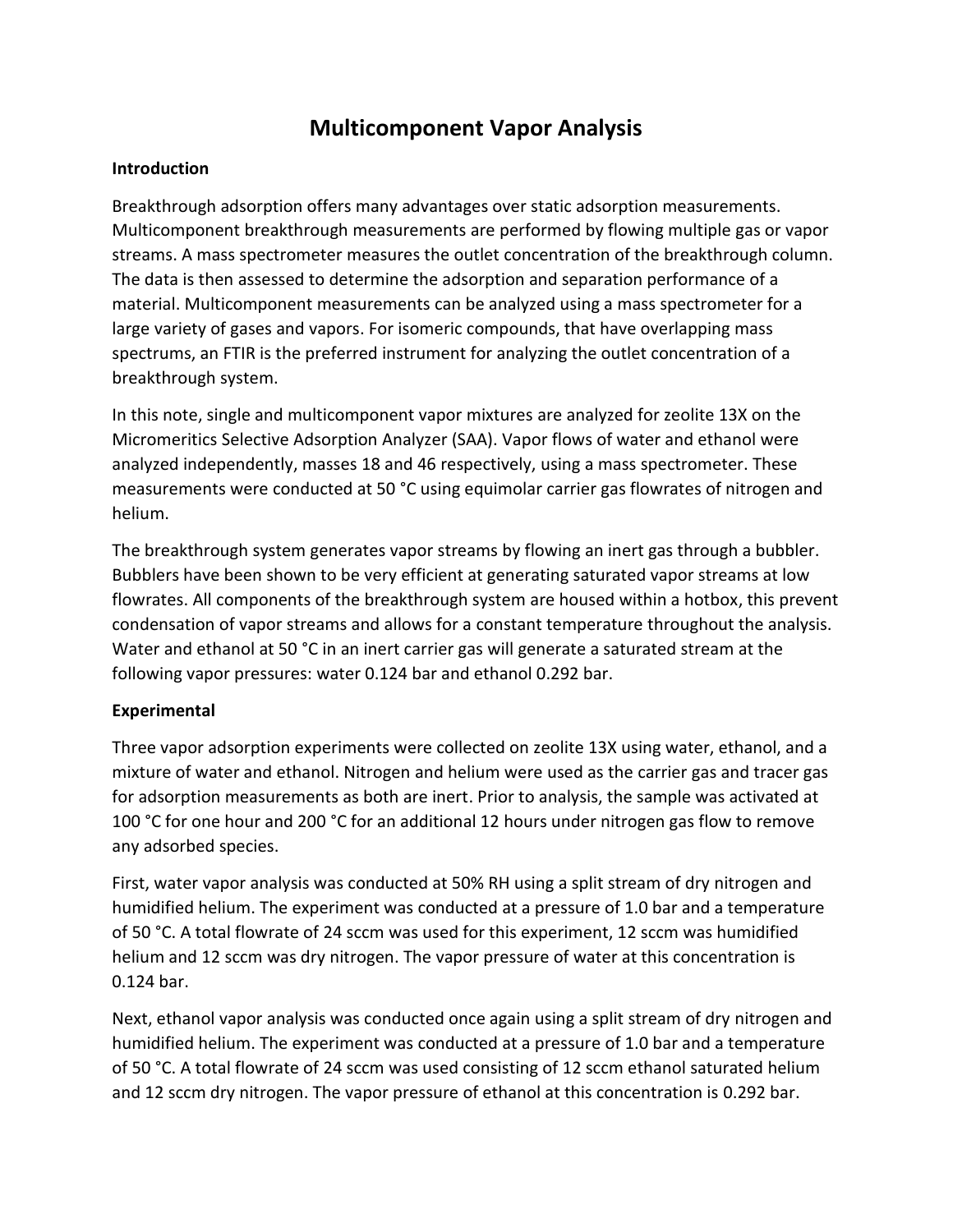# Multicomponent Vapor Analysis

**Introduction**

Breakthrough adsorption offers many advantages over static adsorption measurements. Multicomponent breakthrough measurements are performed by flowing multiple gas or vapor streams. A mass spectrometer measures the outlet concentration of the breakthrough column. The data is then assessed to determine the adsorption and separation performance of a material. Multicomponent measurements can be analyzed using a mass spectrometer for a large variety of gases and vapors. For isomeric compounds, that have overlapping mass spectrums, an FTIR is the preferred instrument for analyzing the outlet concentration of a breakthrough system.

In this note, single and multicomponent vapor mixtures are analyzed for zeolite 13X on the Micromeritics Selective Adsorption Analyzer (SAA). Vapor flows of water and ethanol were analyzed independently, masses 18 and 46 respectively, using a mass spectrometer. These measurements were conducted at 50 °C using equimolar carrier gas flowrates of nitrogen and helium.

The breakthrough system generates vapor streams by flowing an inert gas through a bubbler. Bubblers have been shown to be very efficient at generating saturated vapor streams at low flowrates. All components of the breakthrough system are housed within a hotbox, this prevent condensation of vapor streams and allows for a constant temperature throughout the analysis. Water and ethanol at 50 °C in an inert carrier gas will generate a saturated stream at the following vapor pressures: water 0.124 bar and ethanol 0.292 bar.

**Experimental**

Three vapor adsorption experiments were collected on zeolite 13X using water, ethanol, and a mixture of water and ethanol. Nitrogen and helium were used as the carrier gas and tracer gas for adsorption measurements as both are inert. Prior to analysis, the sample was activated at 100 °C for one hour and 200 °C for an additional 12 hours under nitrogen gas flow to remove any adsorbed species.

First, water vapor analysis was conducted at 50% RH using a split stream of dry nitrogen and humidified helium. The experiment was conducted at a pressure of 1.0 bar and a temperature of 50 °C. A total flowrate of 24 sccm was used for this experiment, 12 sccm was humidified helium and 12 sccm was dry nitrogen. The vapor pressure of water at this concentration is 0.124 bar.

Next, ethanol vapor analysis was conducted once again using a split stream of dry nitrogen and humidified helium. The experiment was conducted at a pressure of 1.0 bar and a temperature of 50 °C. A total flowrate of 24 sccm was used consisting of 12 sccm ethanol saturated helium and 12 sccm dry nitrogen. The vapor pressure of ethanol at this concentration is 0.292 bar.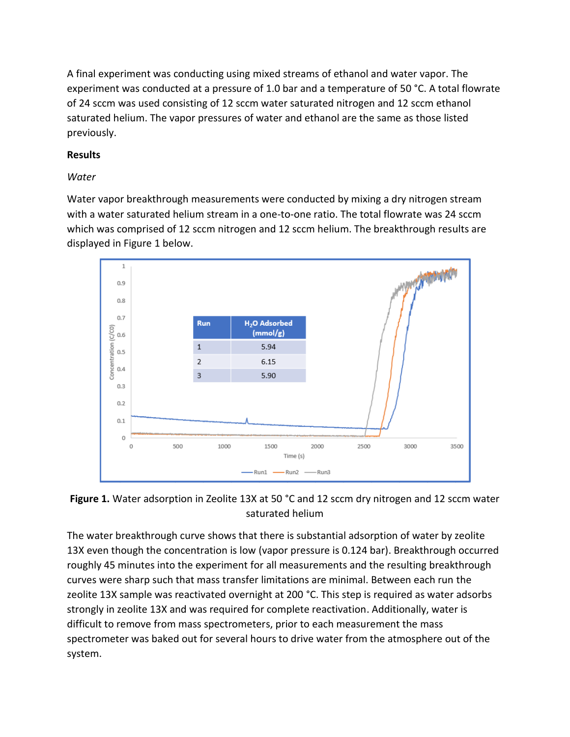A final experiment was conducting using mixed streams of ethanol and water vapor. The experiment was conducted at a pressure of 1.0 bar and a temperature of 50 °C. A total flowrate of 24 sccm was used consisting of 12 sccm water saturated nitrogen and 12 sccm ethanol saturated helium. The vapor pressures of water and ethanol are the same as those listed previously.

**Results**

*Water*

Water vapor breakthrough measurements were conducted by mixing a dry nitrogen stream with a water saturated helium stream in a one-to-one ratio. The total flowrate was 24 sccm which was comprised of 12 sccm nitrogen and 12 sccm helium. The breakthrough results are displayed in Figure 1 below.

| Run | $H_2O$ Adsorbed (mmol/g) |
|---|---|
| 1 | 5.94 |
| 2 | 6.15 |
| 3 | 5.90 |

**Figure 1.** Water adsorption in Zeolite 13X at 50 °C and 12 sccm dry nitrogen and 12 sccm water saturated helium

The water breakthrough curve shows that there is substantial adsorption of water by zeolite 13X even though the concentration is low (vapor pressure is 0.124 bar). Breakthrough occurred roughly 45 minutes into the experiment for all measurements and the resulting breakthrough curves were sharp such that mass transfer limitations are minimal. Between each run the zeolite 13X sample was reactivated overnight at 200 °C. This step is required as water adsorbs strongly in zeolite 13X and was required for complete reactivation. Additionally, water is difficult to remove from mass spectrometers, prior to each measurement the mass spectrometer was baked out for several hours to drive water from the atmosphere out of the system.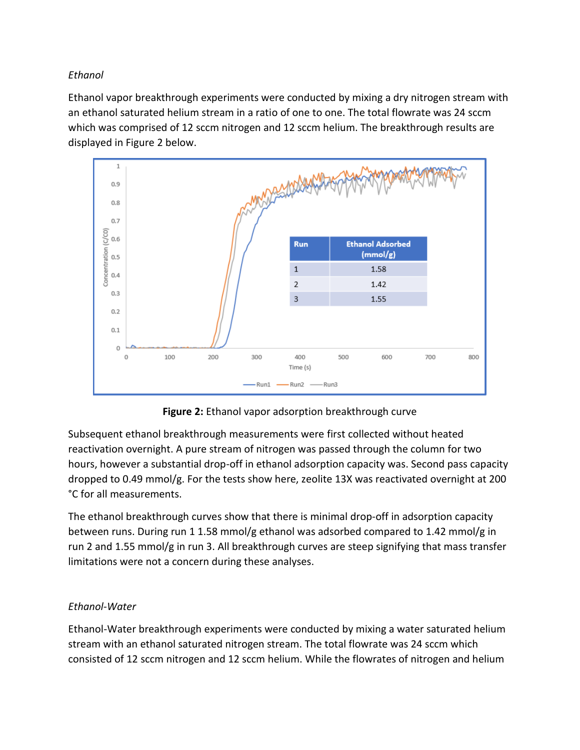*Ethanol*

Ethanol vapor breakthrough experiments were conducted by mixing a dry nitrogen stream with an ethanol saturated helium stream in a ratio of one to one. The total flowrate was 24 sccm which was comprised of 12 sccm nitrogen and 12 sccm helium. The breakthrough results are displayed in Figure 2 below.

| Run | Ethanol Adsorbed (mmol/g) |
|---|---|
| 1 | 1.58 |
| 2 | 1.42 |
| 3 | 1.55 |

**Figure 2:** Ethanol vapor adsorption breakthrough curve

Subsequent ethanol breakthrough measurements were first collected without heated reactivation overnight. A pure stream of nitrogen was passed through the column for two hours, however a substantial drop-off in ethanol adsorption capacity was. Second pass capacity dropped to 0.49 mmol/g. For the tests show here, zeolite 13X was reactivated overnight at 200 °C for all measurements.

The ethanol breakthrough curves show that there is minimal drop-off in adsorption capacity between runs. During run 1 1.58 mmol/g ethanol was adsorbed compared to 1.42 mmol/g in run 2 and 1.55 mmol/g in run 3. All breakthrough curves are steep signifying that mass transfer limitations were not a concern during these analyses.

*Ethanol-Water*

Ethanol-Water breakthrough experiments were conducted by mixing a water saturated helium stream with an ethanol saturated nitrogen stream. The total flowrate was 24 sccm which consisted of 12 sccm nitrogen and 12 sccm helium. While the flowrates of nitrogen and helium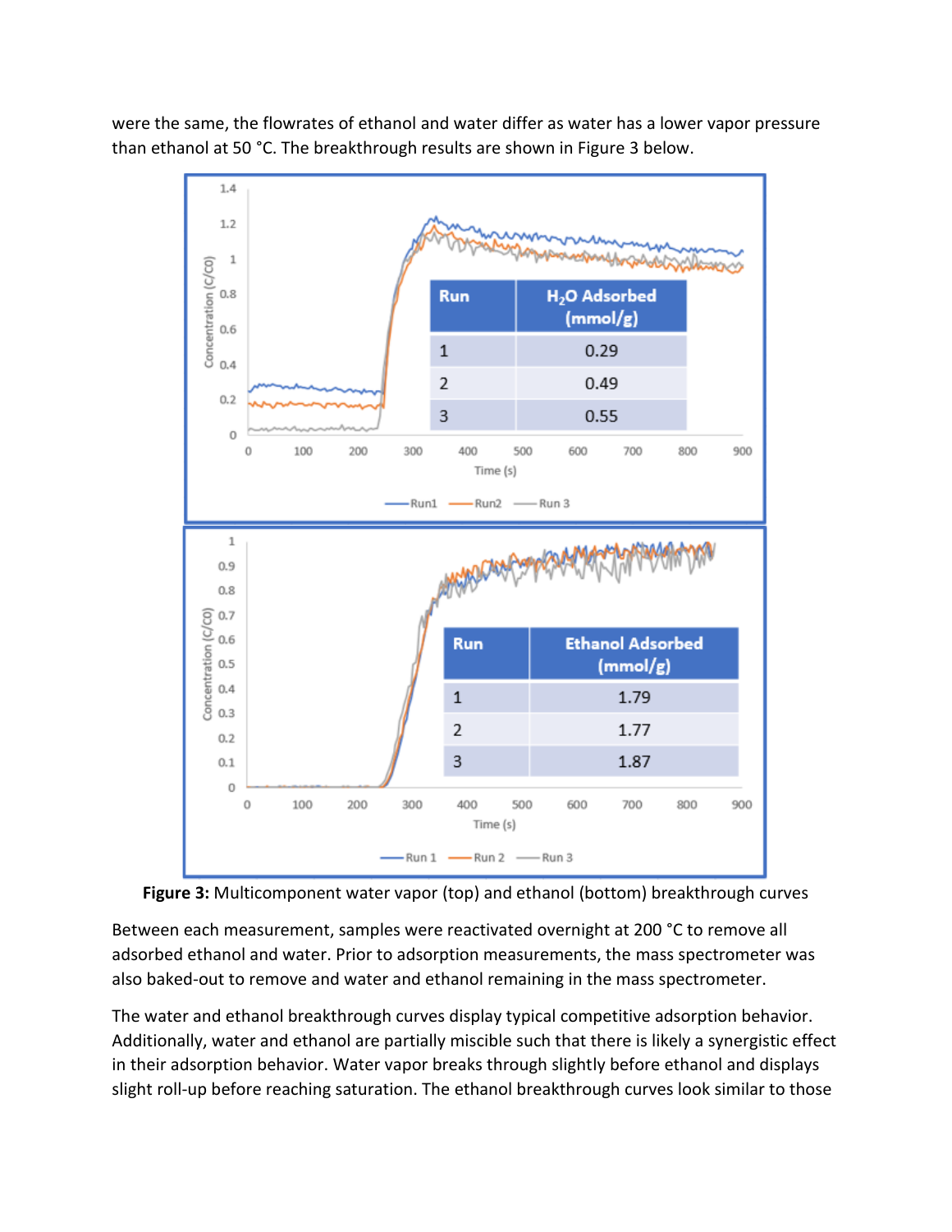were the same, the flowrates of ethanol and water differ as water has a lower vapor pressure than ethanol at 50 °C. The breakthrough results are shown in Figure 3 below.

| Run | $H_2O$ Adsorbed (mmol/g) |
| --- | --- |
| 1 | 0.29 |
| 2 | 0.49 |
| 3 | 0.55 |

| Run | Ethanol Adsorbed (mmol/g) |
| --- | --- |
| 1 | 1.79 |
| 2 | 1.77 |
| 3 | 1.87 |

**Figure 3:** Multicomponent water vapor (top) and ethanol (bottom) breakthrough curves

Between each measurement, samples were reactivated overnight at 200 °C to remove all adsorbed ethanol and water. Prior to adsorption measurements, the mass spectrometer was also baked-out to remove and water and ethanol remaining in the mass spectrometer.

The water and ethanol breakthrough curves display typical competitive adsorption behavior. Additionally, water and ethanol are partially miscible such that there is likely a synergistic effect in their adsorption behavior. Water vapor breaks through slightly before ethanol and displays slight roll-up before reaching saturation. The ethanol breakthrough curves look similar to those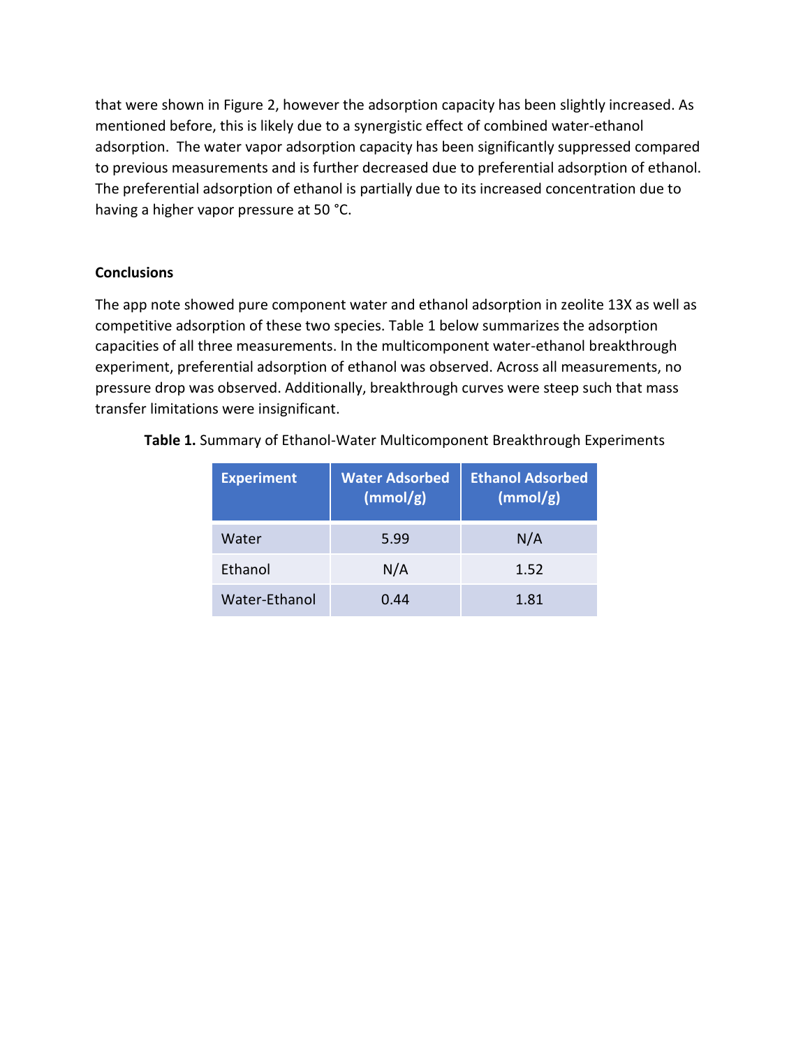that were shown in Figure 2, however the adsorption capacity has been slightly increased. As mentioned before, this is likely due to a synergistic effect of combined water-ethanol adsorption. The water vapor adsorption capacity has been significantly suppressed compared to previous measurements and is further decreased due to preferential adsorption of ethanol. The preferential adsorption of ethanol is partially due to its increased concentration due to having a higher vapor pressure at 50 °C.

**Conclusions**

The app note showed pure component water and ethanol adsorption in zeolite 13X as well as competitive adsorption of these two species. Table 1 below summarizes the adsorption capacities of all three measurements. In the multicomponent water-ethanol breakthrough experiment, preferential adsorption of ethanol was observed. Across all measurements, no pressure drop was observed. Additionally, breakthrough curves were steep such that mass transfer limitations were insignificant.

**Table 1.** Summary of Ethanol-Water Multicomponent Breakthrough Experiments

| Experiment | Water Adsorbed (mmol/g) | Ethanol Adsorbed (mmol/g) |
|---|---|---|
| Water | 5.99 | N/A |
| Ethanol | N/A | 1.52 |
| Water-Ethanol | 0.44 | 1.81 |